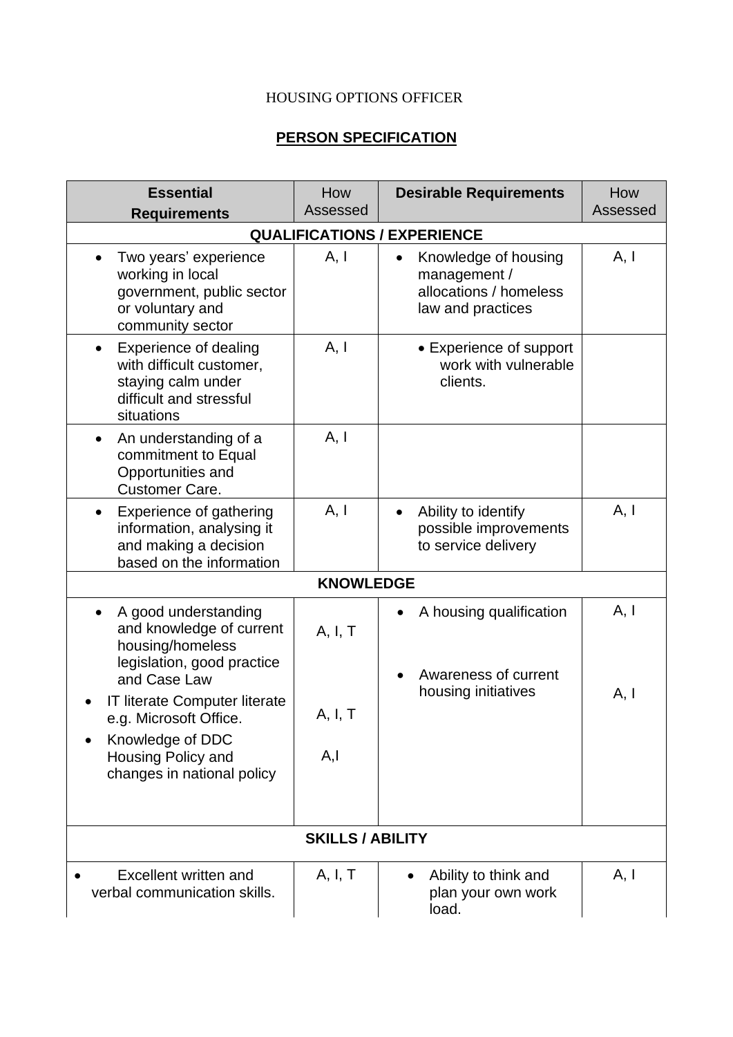HOUSING OPTIONS OFFICER

## PERSON SPECIFICATION

| Essential Requirements | How Assessed | Desirable Requirements | How Assessed |
|---|---|---|---|
| **QUALIFICATIONS / EXPERIENCE** | | | |
| • Two years' experience working in local government, public sector or voluntary and community sector | A, I | • Knowledge of housing management / allocations / homeless law and practices | A, I |
| • Experience of dealing with difficult customer, staying calm under difficult and stressful situations | A, I | • Experience of support work with vulnerable clients. | |
| • An understanding of a commitment to Equal Opportunities and Customer Care. | A, I | | |
| • Experience of gathering information, analysing it and making a decision based on the information | A, I | • Ability to identify possible improvements to service delivery | A, I |
| **KNOWLEDGE** | | | |
| • A good understanding and knowledge of current housing/homeless legislation, good practice and Case Law<br>• IT literate Computer literate e.g. Microsoft Office.<br>• Knowledge of DDC Housing Policy and changes in national policy | A, I, T<br>A, I, T<br>A,I | • A housing qualification<br>• Awareness of current housing initiatives | A, I<br>A, I |
| **SKILLS / ABILITY** | | | |
| • Excellent written and verbal communication skills. | A, I, T | • Ability to think and plan your own work load. | A, I |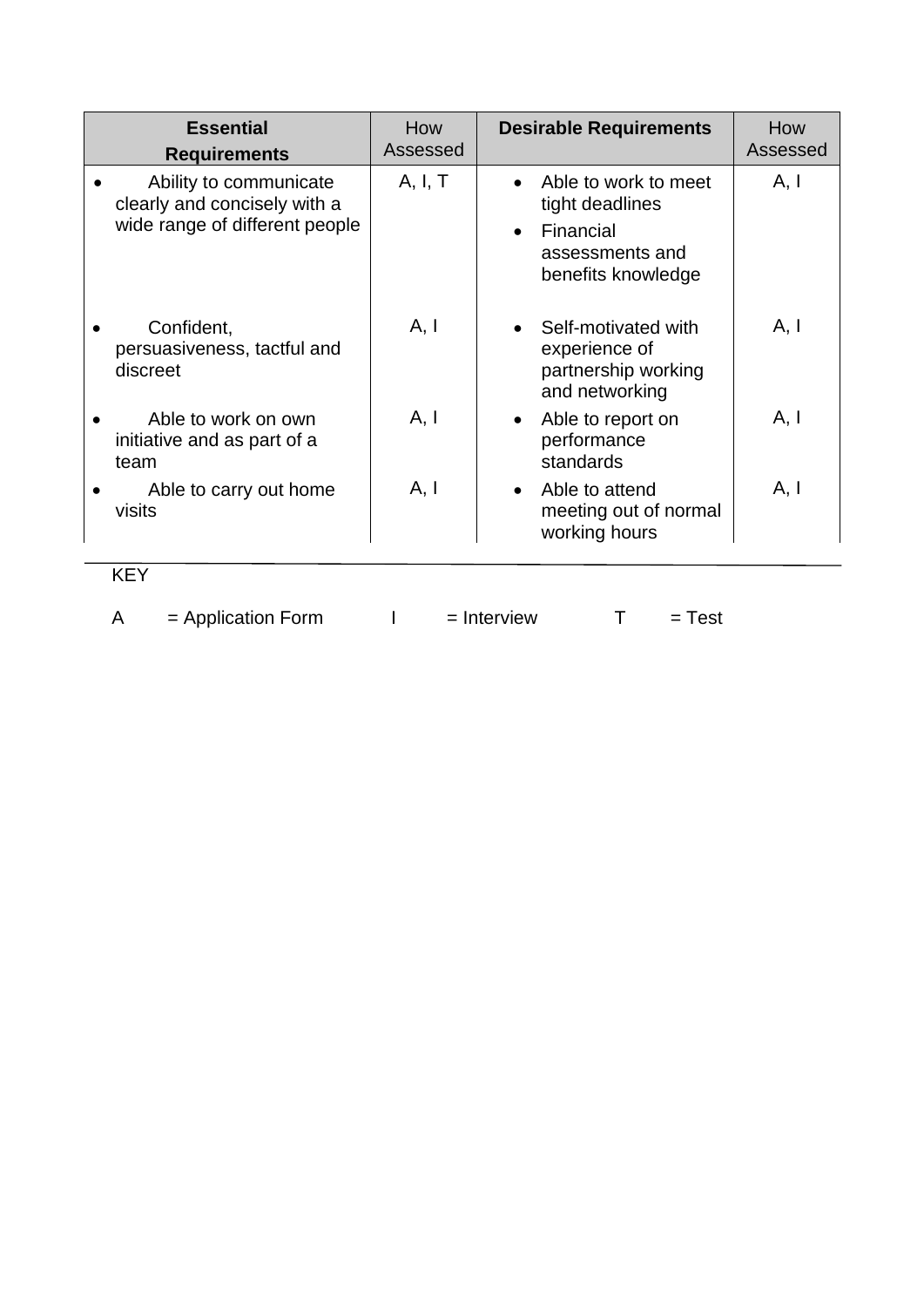| Essential Requirements | How Assessed | Desirable Requirements | How Assessed |
|---|---|---|---|
| • Ability to communicate clearly and concisely with a wide range of different people | A, I, T | • Able to work to meet tight deadlines<br>• Financial assessments and benefits knowledge | A, I |
| • Confident, persuasiveness, tactful and discreet | A, I | • Self-motivated with experience of partnership working and networking | A, I |
| • Able to work on own initiative and as part of a team | A, I | • Able to report on performance standards | A, I |
| • Able to carry out home visits | A, I | • Able to attend meeting out of normal working hours | A, I |

KEY

A = Application Form I = Interview T = Test